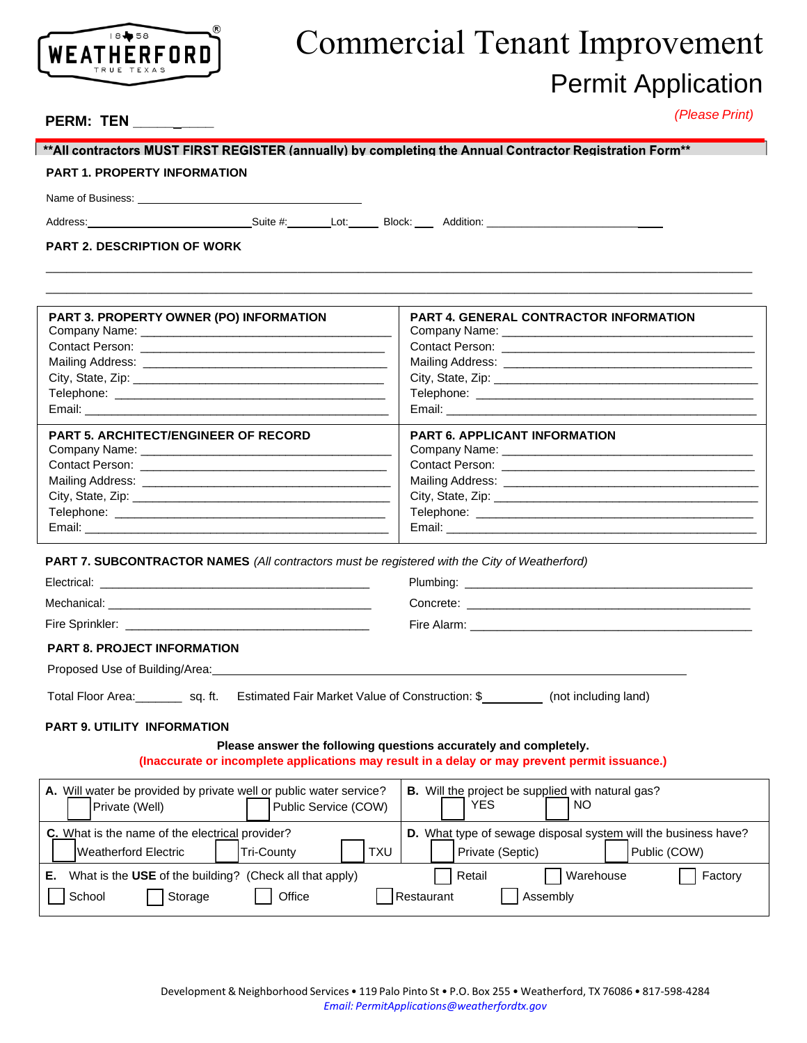WEATHERFORD
1858
TRUE TEXAS

# Commercial Tenant Improvement

## Permit Application

*(Please Print)*

**PERM: TEN _____**

**\*\*All contractors MUST FIRST REGISTER (annually) by completing the Annual Contractor Registration Form\*\***

### PART 1. PROPERTY INFORMATION

Name of Business: ________________________________

Address: ____________________ Suite #: ______ Lot: _____ Block: ___ Addition: ____________________

### PART 2. DESCRIPTION OF WORK

_______________________________________________________________________________

_______________________________________________________________________________

| PART 3. PROPERTY OWNER (PO) INFORMATION | PART 4. GENERAL CONTRACTOR INFORMATION |
|---|---|
| Company Name: ____________________ | Company Name: ____________________ |
| Contact Person: ____________________ | Contact Person: ____________________ |
| Mailing Address: ____________________ | Mailing Address: ____________________ |
| City, State, Zip: ____________________ | City, State, Zip: ____________________ |
| Telephone: ____________________ | Telephone: ____________________ |
| Email: ____________________ | Email: ____________________ |

| PART 5. ARCHITECT/ENGINEER OF RECORD | PART 6. APPLICANT INFORMATION |
|---|---|
| Company Name: ____________________ | Company Name: ____________________ |
| Contact Person: ____________________ | Contact Person: ____________________ |
| Mailing Address: ____________________ | Mailing Address: ____________________ |
| City, State, Zip: ____________________ | City, State, Zip: ____________________ |
| Telephone: ____________________ | Telephone: ____________________ |
| Email: ____________________ | Email: ____________________ |

### PART 7. SUBCONTRACTOR NAMES *(All contractors must be registered with the City of Weatherford)*

Electrical: ____________________ Plumbing: ____________________

Mechanical: ____________________ Concrete: ____________________

Fire Sprinkler: ____________________ Fire Alarm: ____________________

### PART 8. PROJECT INFORMATION

Proposed Use of Building/Area: ________________________________

Total Floor Area: _______ sq. ft. Estimated Fair Market Value of Construction: $_________ (not including land)

### PART 9. UTILITY INFORMATION

**Please answer the following questions accurately and completely.**

**(Inaccurate or incomplete applications may result in a delay or may prevent permit issuance.)**

| | |
|---|---|
| **A.** Will water be provided by private well or public water service?<br>☐ Private (Well) ☐ Public Service (COW) | **B.** Will the project be supplied with natural gas?<br>☐ YES ☐ NO |
| **C.** What is the name of the electrical provider?<br>☐ Weatherford Electric ☐ Tri-County ☐ TXU | **D.** What type of sewage disposal system will the business have?<br>☐ Private (Septic) ☐ Public (COW) |

**E.** What is the **USE** of the building? (Check all that apply) ☐ Retail ☐ Warehouse ☐ Factory ☐ School ☐ Storage ☐ Office ☐ Restaurant ☐ Assembly

Development & Neighborhood Services • 119 Palo Pinto St • P.O. Box 255 • Weatherford, TX 76086 • 817-598-4284

*Email: PermitApplications@weatherfordtx.gov*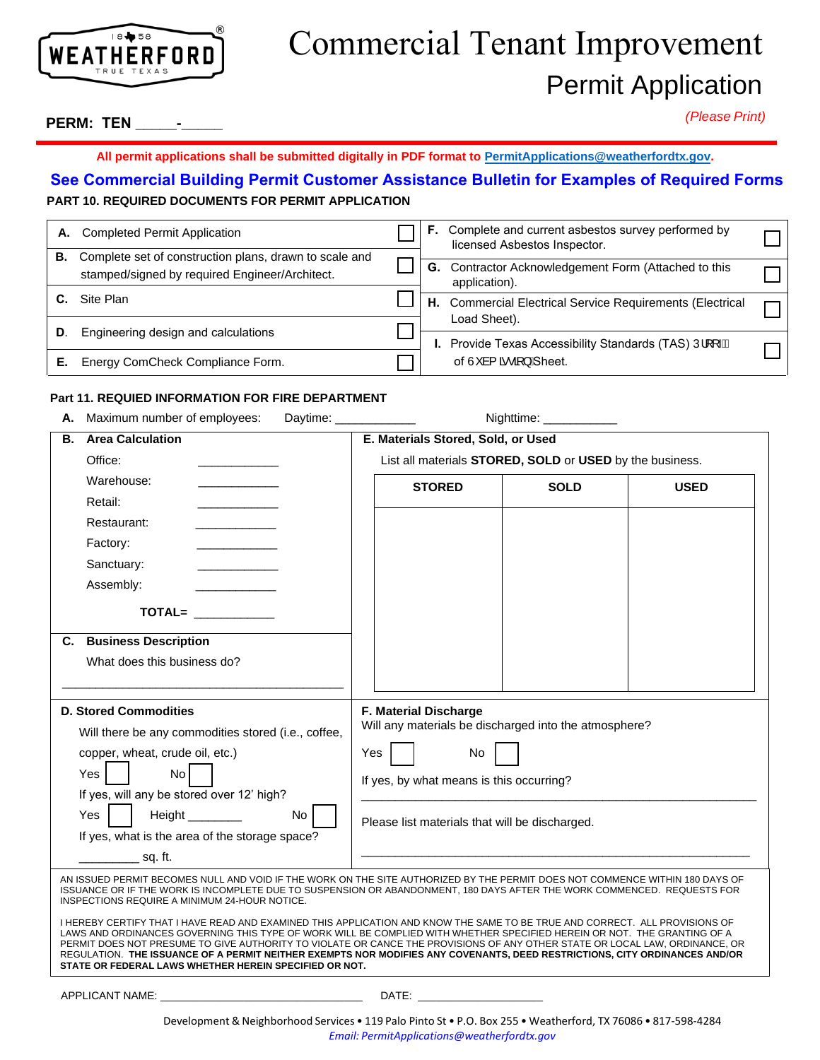WEATHERFORD TRUE TEXAS 1858

# Commercial Tenant Improvement
## Permit Application

**PERM: TEN _____-_____**

*(Please Print)*

**All permit applications shall be submitted digitally in PDF format to PermitApplications@weatherfordtx.gov.**

**See Commercial Building Permit Customer Assistance Bulletin for Examples of Required Forms**

**PART 10. REQUIRED DOCUMENTS FOR PERMIT APPLICATION**

| | | | | | |
|---|---|---|---|---|---|
| **A.** | Completed Permit Application | ☐ | **F.** | Complete and current asbestos survey performed by licensed Asbestos Inspector. | ☐ |
| **B.** | Complete set of construction plans, drawn to scale and stamped/signed by required Engineer/Architect. | ☐ | **G.** | Contractor Acknowledgement Form (Attached to this application). | ☐ |
| **C.** | Site Plan | ☐ | **H.** | Commercial Electrical Service Requirements (Electrical Load Sheet). | ☐ |
| **D.** | Engineering design and calculations | ☐ | **I.** | Provide Texas Accessibility Standards (TAS) Proof of Submission Sheet. | ☐ |
| **E.** | Energy ComCheck Compliance Form. | ☐ | | | |

**Part 11. REQUIED INFORMATION FOR FIRE DEPARTMENT**

**A.** Maximum number of employees: Daytime: ____________ Nighttime: ___________

**B. Area Calculation**

Office: ____________

Warehouse: ____________

Retail: ____________

Restaurant: ____________

Factory: ____________

Sanctuary: ____________

Assembly: ____________

**TOTAL=** ____________

**C. Business Description**

What does this business do?

_____________________________________________

**E. Materials Stored, Sold, or Used**

List all materials **STORED, SOLD** or **USED** by the business.

| STORED | SOLD | USED |
|---|---|---|
| | | |

**D. Stored Commodities**

Will there be any commodities stored (i.e., coffee, copper, wheat, crude oil, etc.)

Yes ☐ No ☐

If yes, will any be stored over 12' high?

Yes ☐ Height ________ No ☐

If yes, what is the area of the storage space?

_________ sq. ft.

**F. Material Discharge**

Will any materials be discharged into the atmosphere?

Yes ☐ No ☐

If yes, by what means is this occurring?

_____________________________________________

Please list materials that will be discharged.

_____________________________________________

AN ISSUED PERMIT BECOMES NULL AND VOID IF THE WORK ON THE SITE AUTHORIZED BY THE PERMIT DOES NOT COMMENCE WITHIN 180 DAYS OF ISSUANCE OR IF THE WORK IS INCOMPLETE DUE TO SUSPENSION OR ABANDONMENT, 180 DAYS AFTER THE WORK COMMENCED. REQUESTS FOR INSPECTIONS REQUIRE A MINIMUM 24-HOUR NOTICE.

I HEREBY CERTIFY THAT I HAVE READ AND EXAMINED THIS APPLICATION AND KNOW THE SAME TO BE TRUE AND CORRECT. ALL PROVISIONS OF LAWS AND ORDINANCES GOVERNING THIS TYPE OF WORK WILL BE COMPLIED WITH WHETHER SPECIFIED HEREIN OR NOT. THE GRANTING OF A PERMIT DOES NOT PRESUME TO GIVE AUTHORITY TO VIOLATE OR CANCE THE PROVISIONS OF ANY OTHER STATE OR LOCAL LAW, ORDINANCE, OR REGULATION. **THE ISSUANCE OF A PERMIT NEITHER EXEMPTS NOR MODIFIES ANY COVENANTS, DEED RESTRICTIONS, CITY ORDINANCES AND/OR STATE OR FEDERAL LAWS WHETHER HEREIN SPECIFIED OR NOT.**

APPLICANT NAME: ________________________________ DATE: ____________________

Development & Neighborhood Services • 119 Palo Pinto St • P.O. Box 255 • Weatherford, TX 76086 • 817-598-4284

*Email: PermitApplications@weatherfordtx.gov*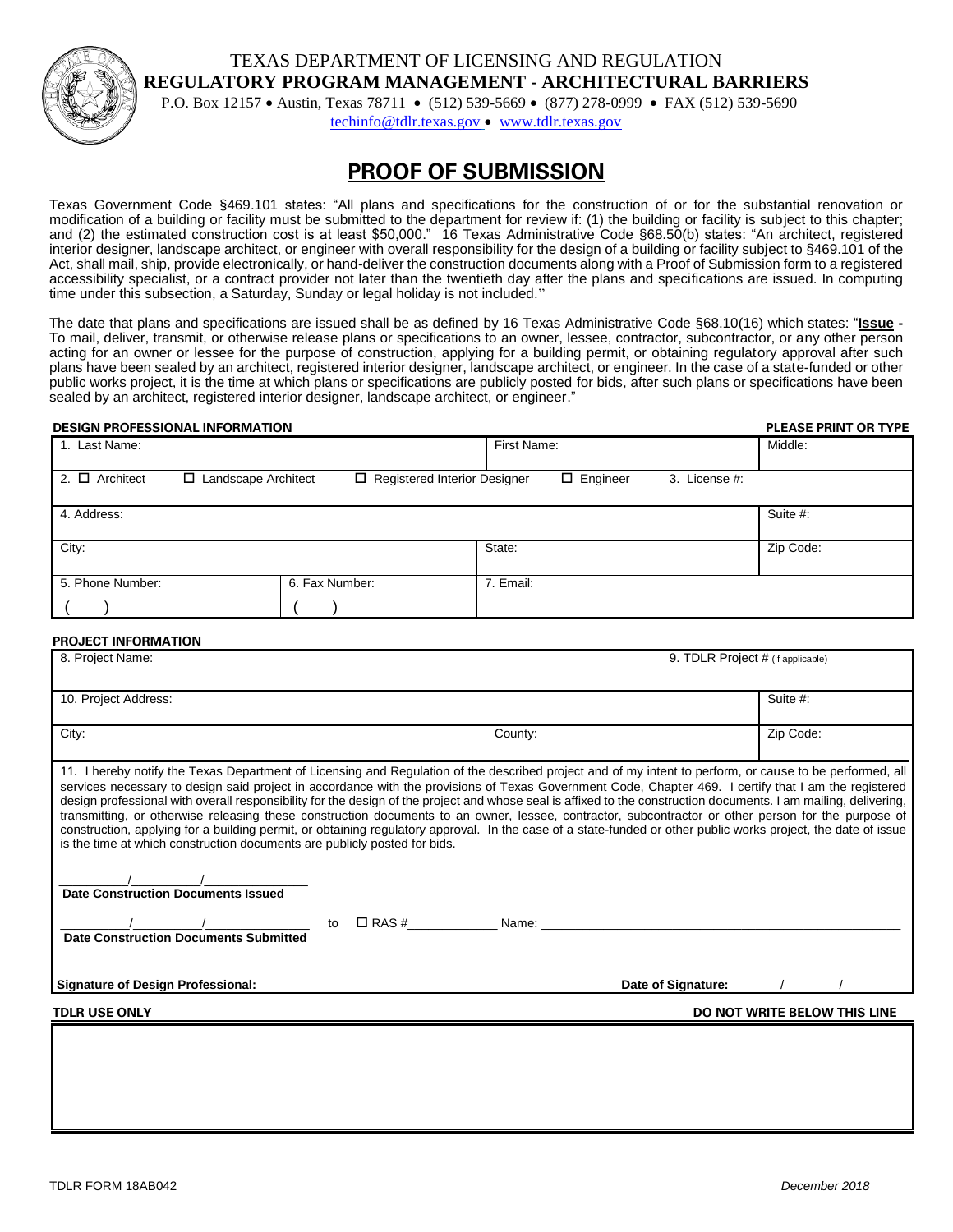TEXAS DEPARTMENT OF LICENSING AND REGULATION
**REGULATORY PROGRAM MANAGEMENT - ARCHITECTURAL BARRIERS**
P.O. Box 12157 • Austin, Texas 78711 • (512) 539-5669 • (877) 278-0999 • FAX (512) 539-5690
techinfo@tdlr.texas.gov • www.tdlr.texas.gov

# PROOF OF SUBMISSION

Texas Government Code §469.101 states: "All plans and specifications for the construction of or for the substantial renovation or modification of a building or facility must be submitted to the department for review if: (1) the building or facility is subject to this chapter; and (2) the estimated construction cost is at least $50,000." 16 Texas Administrative Code §68.50(b) states: "An architect, registered interior designer, landscape architect, or engineer with overall responsibility for the design of a building or facility subject to §469.101 of the Act, shall mail, ship, provide electronically, or hand-deliver the construction documents along with a Proof of Submission form to a registered accessibility specialist, or a contract provider not later than the twentieth day after the plans and specifications are issued. In computing time under this subsection, a Saturday, Sunday or legal holiday is not included."

The date that plans and specifications are issued shall be as defined by 16 Texas Administrative Code §68.10(16) which states: "**Issue -** To mail, deliver, transmit, or otherwise release plans or specifications to an owner, lessee, contractor, subcontractor, or any other person acting for an owner or lessee for the purpose of construction, applying for a building permit, or obtaining regulatory approval after such plans have been sealed by an architect, registered interior designer, landscape architect, or engineer. In the case of a state-funded or other public works project, it is the time at which plans or specifications are publicly posted for bids, after such plans or specifications have been sealed by an architect, registered interior designer, landscape architect, or engineer."

**DESIGN PROFESSIONAL INFORMATION** — **PLEASE PRINT OR TYPE**

| 1. Last Name: | | First Name: | | Middle: |
|---|---|---|---|---|
| 2. ☐ Architect ☐ Landscape Architect | ☐ Registered Interior Designer | ☐ Engineer | 3. License #: | |
| 4. Address: | | | | Suite #: |
| City: | | State: | | Zip Code: |
| 5. Phone Number: ( ) | 6. Fax Number: ( ) | 7. Email: | | |

**PROJECT INFORMATION**

| 8. Project Name: | | 9. TDLR Project # (if applicable) |
|---|---|---|
| 10. Project Address: | | Suite #: |
| City: | County: | Zip Code: |

11. I hereby notify the Texas Department of Licensing and Regulation of the described project and of my intent to perform, or cause to be performed, all services necessary to design said project in accordance with the provisions of Texas Government Code, Chapter 469. I certify that I am the registered design professional with overall responsibility for the design of the project and whose seal is affixed to the construction documents. I am mailing, delivering, transmitting, or otherwise releasing these construction documents to an owner, lessee, contractor, subcontractor or other person for the purpose of construction, applying for a building permit, or obtaining regulatory approval. In the case of a state-funded or other public works project, the date of issue is the time at which construction documents are publicly posted for bids.

_____/_____/_______
**Date Construction Documents Issued**

_____/_____/_______ to ☐ RAS #__________ Name: ______________________________
**Date Construction Documents Submitted**

**Signature of Design Professional:** **Date of Signature:** / /

**TDLR USE ONLY** — **DO NOT WRITE BELOW THIS LINE**

TDLR FORM 18AB042 — *December 2018*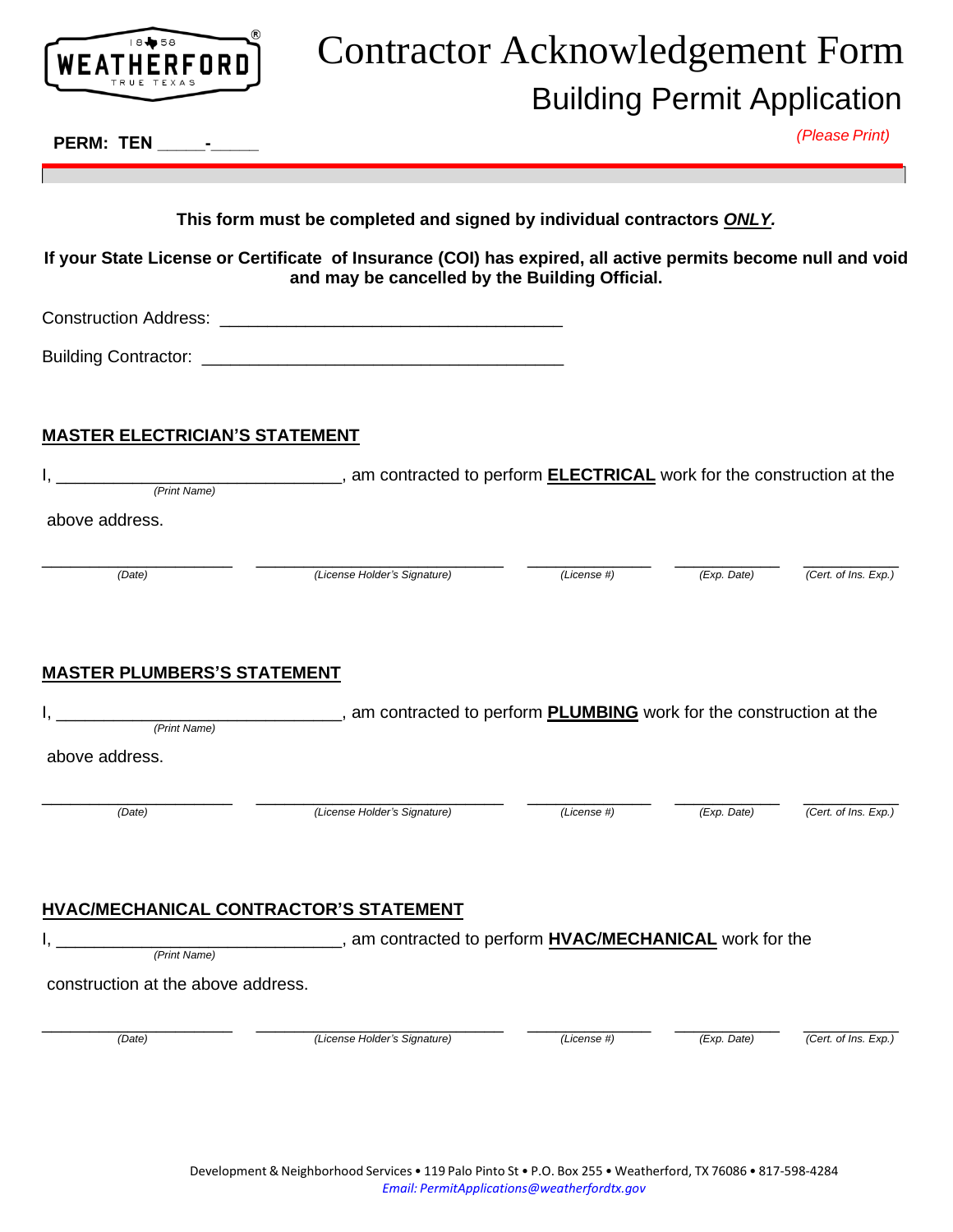WEATHERFORD 1858 TRUE TEXAS ®

# Contractor Acknowledgement Form

## Building Permit Application

**PERM: TEN _____-_____**

*(Please Print)*

**This form must be completed and signed by individual contractors *ONLY.***

**If your State License or Certificate of Insurance (COI) has expired, all active permits become null and void and may be cancelled by the Building Official.**

Construction Address: ____________________________________

Building Contractor: ______________________________________

### MASTER ELECTRICIAN'S STATEMENT

I, ______________________________, am contracted to perform **ELECTRICAL** work for the construction at the above address.
*(Print Name)*

| | | | | |
|---|---|---|---|---|
| ____________________ | ______________________________ | ______________ | ____________ | ___________ |
| *(Date)* | *(License Holder's Signature)* | *(License #)* | *(Exp. Date)* | *(Cert. of Ins. Exp.)* |

### MASTER PLUMBERS'S STATEMENT

I, ______________________________, am contracted to perform **PLUMBING** work for the construction at the above address.
*(Print Name)*

| | | | | |
|---|---|---|---|---|
| ____________________ | ______________________________ | ______________ | ____________ | ___________ |
| *(Date)* | *(License Holder's Signature)* | *(License #)* | *(Exp. Date)* | *(Cert. of Ins. Exp.)* |

### HVAC/MECHANICAL CONTRACTOR'S STATEMENT

I, ______________________________, am contracted to perform **HVAC/MECHANICAL** work for the construction at the above address.
*(Print Name)*

| | | | | |
|---|---|---|---|---|
| ____________________ | ______________________________ | ______________ | ____________ | ___________ |
| *(Date)* | *(License Holder's Signature)* | *(License #)* | *(Exp. Date)* | *(Cert. of Ins. Exp.)* |

Development & Neighborhood Services • 119 Palo Pinto St • P.O. Box 255 • Weatherford, TX 76086 • 817-598-4284
*Email: PermitApplications@weatherfordtx.gov*